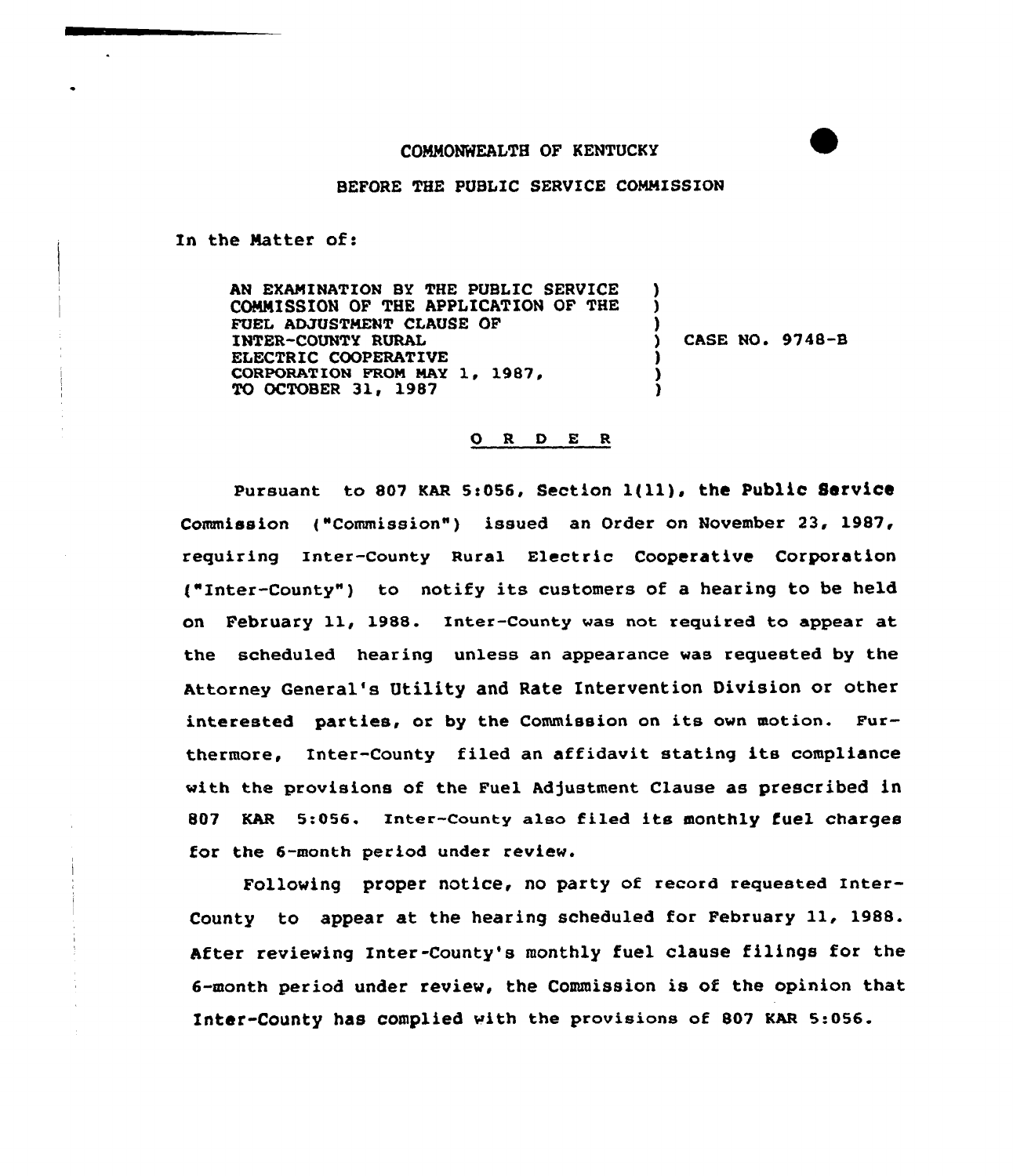COMMONWEALTH OF KENTUCKY

BEFORE THE PUBLIC SERVICE COMMISSION

In the Matter of:

AN EXAMINATION BY THE PUBLIC SERVICE COMMISSION OF THE APPLICATION OF THE FUEL ADJUSTMENT CLAUSE OF INTER-COUNTY RURAL ELECTRIC COOPERATIVE CORPORATION FROM MAY 1, 1987, TO OCTOBER 31, 1987 ) CASE NO. 9748-B

O R D E R

Pursuant to 807 KAR 5:056, Section 1(11), the Public Service Commission ("Commission") issued an Order on November 23, 1987, requiring Inter-County Rural Electric Cooperative Corporation ("Inter-County") to notify its customers of a hearing to be held on February 11, 1988. Inter-County was not required to appear at the scheduled hearing unless an appearance was requested by the Attorney General's Utility and Rate Intervention Division or other interested parties, or by the Commission on its own motion. Furthermore, Inter-County filed an affidavit stating its compliance with the provisions of the Fuel Adjustment Clause as prescribed in 807 KAR 5:056. Inter-County also filed its monthly fuel charges for the 6-month period under review.

Following proper notice, no party of record requested Inter-County to appear at the hearing scheduled for February 11, 1988. After reviewing Inter-County's monthly fuel clause filings for the 6-month period under review, the Commission is of the opinion that Inter-County has complied with the provisions of 807 KAR 5:056.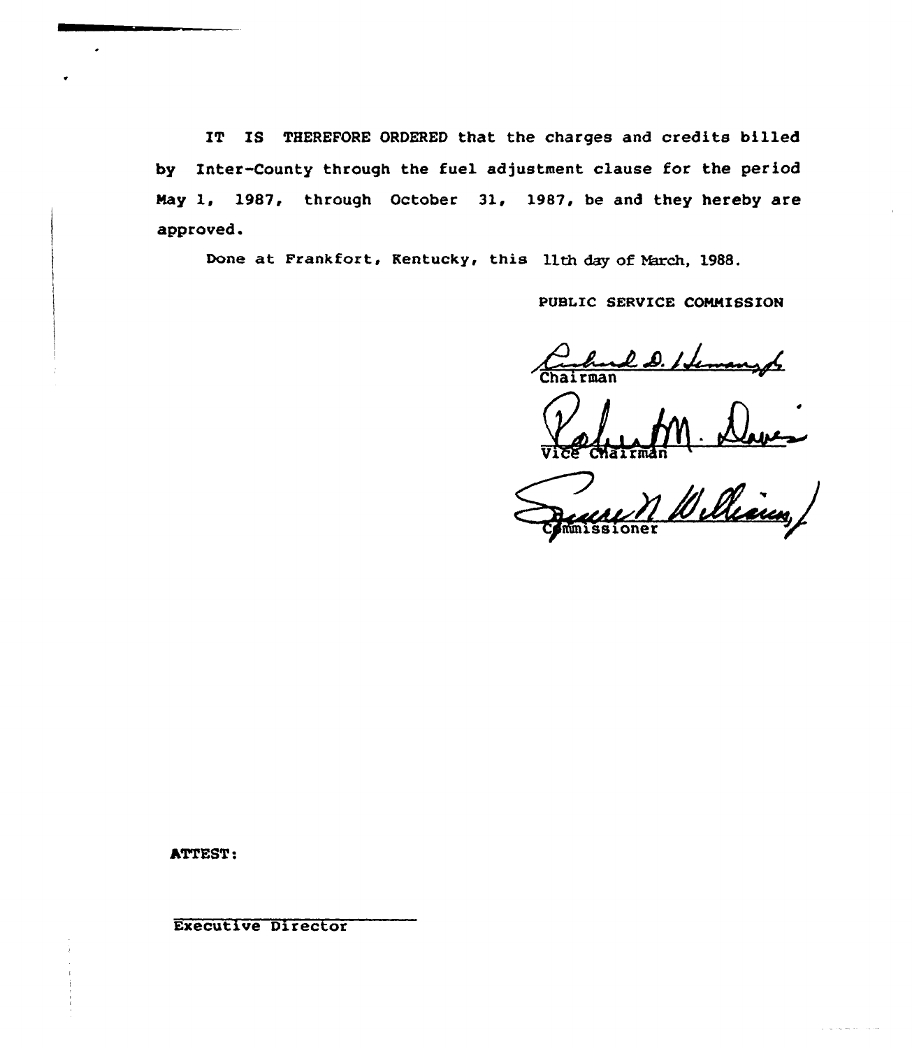IT IS THEREFORE ORDERED that the charges and credits billed by Inter-County through the fuel adjustment clause for the period May 1, 1987, through October 31, 1987, be and they hereby are approved.

Done at Frankfort, Kentucky, this 11th day of March, 1988.

PUBLIC SERVICE COMMISSION

Chairman

Vice Chairman

Commissioner

ATTEST:

Executive Director